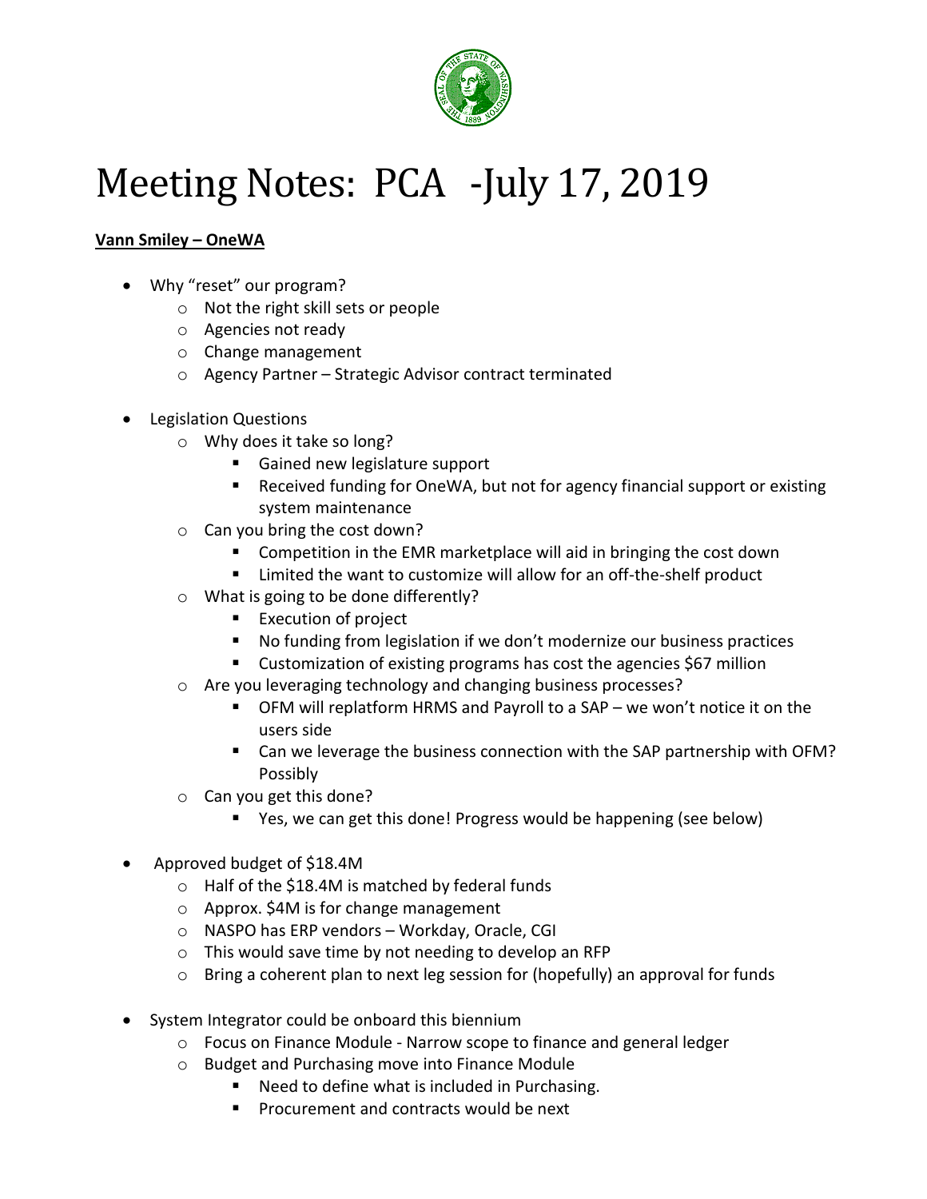# Meeting Notes: PCA -July 17, 2019

**<u>Vann Smiley – OneWA</u>**

- Why "reset" our program?
  - Not the right skill sets or people
  - Agencies not ready
  - Change management
  - Agency Partner – Strategic Advisor contract terminated
- Legislation Questions
  - Why does it take so long?
    - Gained new legislature support
    - Received funding for OneWA, but not for agency financial support or existing system maintenance
  - Can you bring the cost down?
    - Competition in the EMR marketplace will aid in bringing the cost down
    - Limited the want to customize will allow for an off-the-shelf product
  - What is going to be done differently?
    - Execution of project
    - No funding from legislation if we don't modernize our business practices
    - Customization of existing programs has cost the agencies $67 million
  - Are you leveraging technology and changing business processes?
    - OFM will replatform HRMS and Payroll to a SAP – we won't notice it on the users side
    - Can we leverage the business connection with the SAP partnership with OFM? Possibly
  - Can you get this done?
    - Yes, we can get this done! Progress would be happening (see below)
- Approved budget of $18.4M
  - Half of the $18.4M is matched by federal funds
  - Approx. $4M is for change management
  - NASPO has ERP vendors – Workday, Oracle, CGI
  - This would save time by not needing to develop an RFP
  - Bring a coherent plan to next leg session for (hopefully) an approval for funds
- System Integrator could be onboard this biennium
  - Focus on Finance Module - Narrow scope to finance and general ledger
  - Budget and Purchasing move into Finance Module
    - Need to define what is included in Purchasing.
    - Procurement and contracts would be next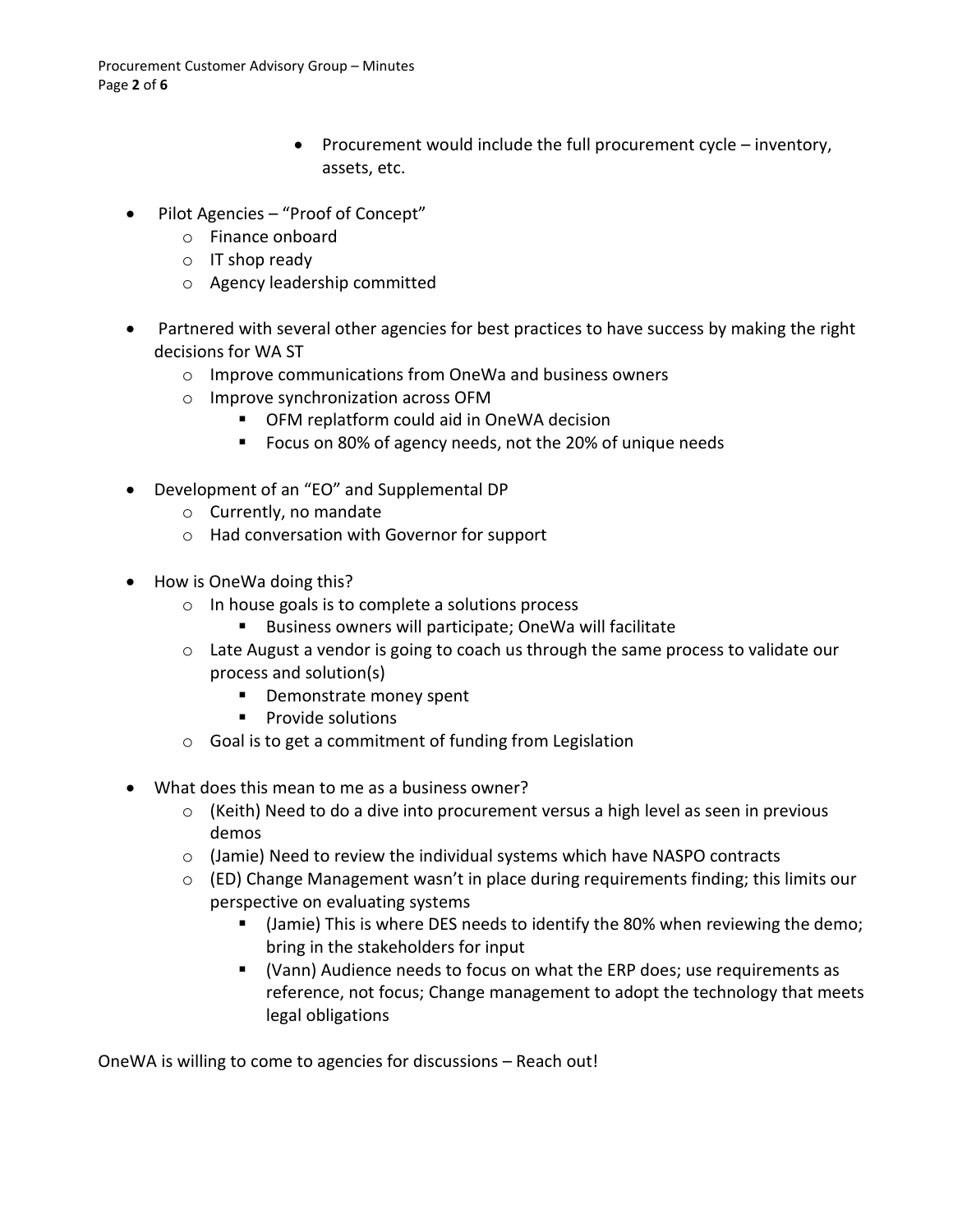- Procurement would include the full procurement cycle – inventory, assets, etc.

- Pilot Agencies – "Proof of Concept"
  - Finance onboard
  - IT shop ready
  - Agency leadership committed

- Partnered with several other agencies for best practices to have success by making the right decisions for WA ST
  - Improve communications from OneWa and business owners
  - Improve synchronization across OFM
    - OFM replatform could aid in OneWA decision
    - Focus on 80% of agency needs, not the 20% of unique needs

- Development of an "EO" and Supplemental DP
  - Currently, no mandate
  - Had conversation with Governor for support

- How is OneWa doing this?
  - In house goals is to complete a solutions process
    - Business owners will participate; OneWa will facilitate
  - Late August a vendor is going to coach us through the same process to validate our process and solution(s)
    - Demonstrate money spent
    - Provide solutions
  - Goal is to get a commitment of funding from Legislation

- What does this mean to me as a business owner?
  - (Keith) Need to do a dive into procurement versus a high level as seen in previous demos
  - (Jamie) Need to review the individual systems which have NASPO contracts
  - (ED) Change Management wasn't in place during requirements finding; this limits our perspective on evaluating systems
    - (Jamie) This is where DES needs to identify the 80% when reviewing the demo; bring in the stakeholders for input
    - (Vann) Audience needs to focus on what the ERP does; use requirements as reference, not focus; Change management to adopt the technology that meets legal obligations

OneWA is willing to come to agencies for discussions – Reach out!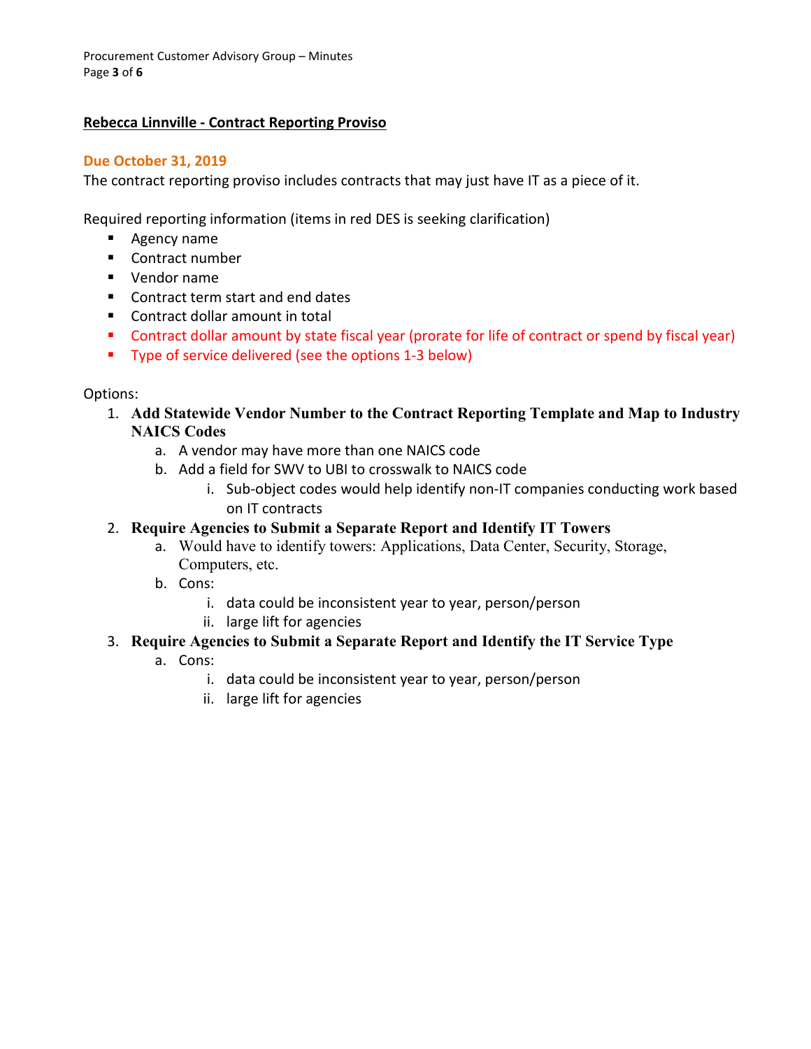## Rebecca Linnville - Contract Reporting Proviso

**Due October 31, 2019**

The contract reporting proviso includes contracts that may just have IT as a piece of it.

Required reporting information (items in red DES is seeking clarification)

- Agency name
- Contract number
- Vendor name
- Contract term start and end dates
- Contract dollar amount in total
- Contract dollar amount by state fiscal year (prorate for life of contract or spend by fiscal year)
- Type of service delivered (see the options 1-3 below)

Options:

1. **Add Statewide Vendor Number to the Contract Reporting Template and Map to Industry NAICS Codes**
    a. A vendor may have more than one NAICS code
    b. Add a field for SWV to UBI to crosswalk to NAICS code
        i. Sub-object codes would help identify non-IT companies conducting work based on IT contracts
2. **Require Agencies to Submit a Separate Report and Identify IT Towers**
    a. Would have to identify towers: Applications, Data Center, Security, Storage, Computers, etc.
    b. Cons:
        i. data could be inconsistent year to year, person/person
        ii. large lift for agencies
3. **Require Agencies to Submit a Separate Report and Identify the IT Service Type**
    a. Cons:
        i. data could be inconsistent year to year, person/person
        ii. large lift for agencies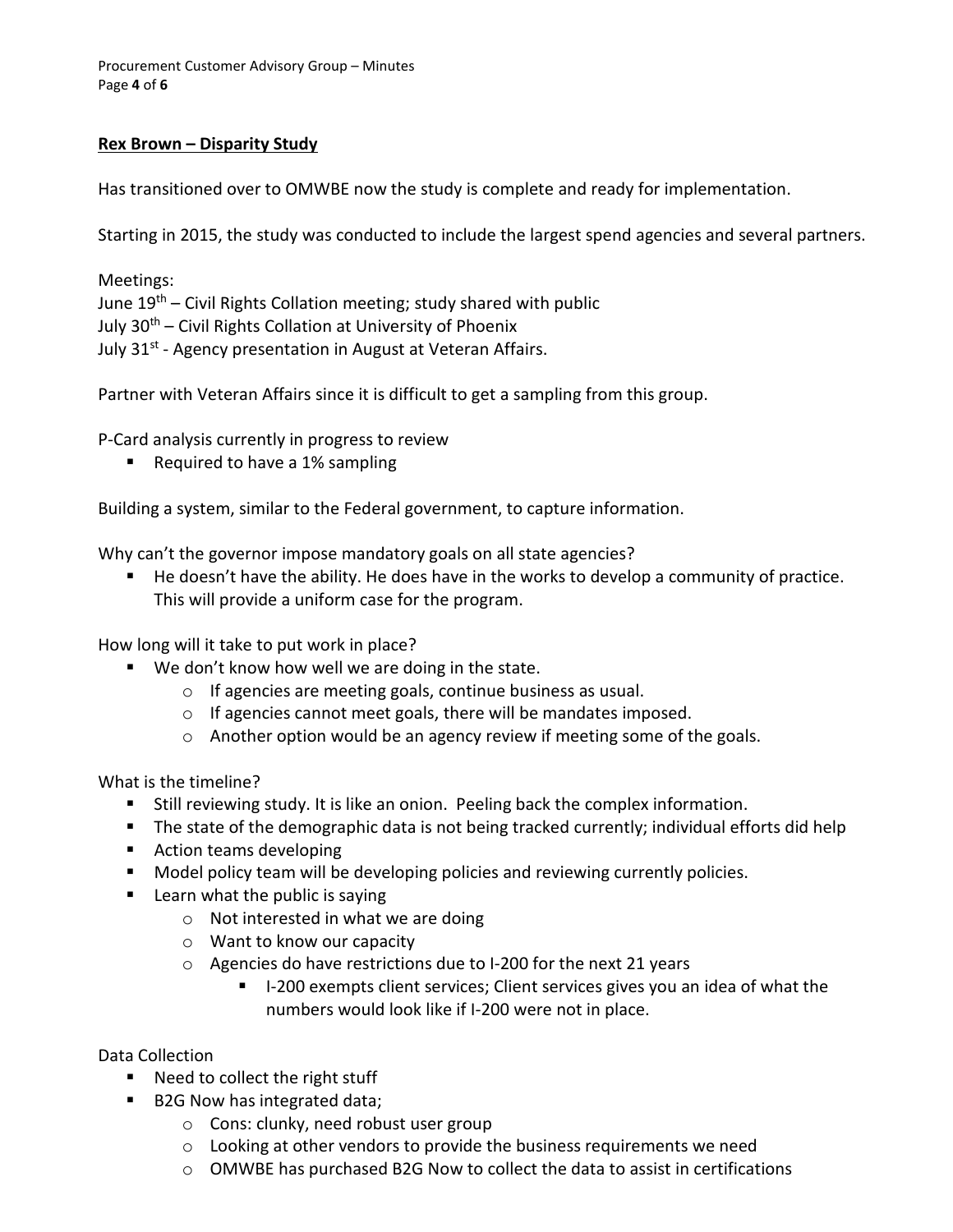**Rex Brown – Disparity Study**

Has transitioned over to OMWBE now the study is complete and ready for implementation.

Starting in 2015, the study was conducted to include the largest spend agencies and several partners.

Meetings:
June 19th – Civil Rights Collation meeting; study shared with public
July 30th – Civil Rights Collation at University of Phoenix
July 31st - Agency presentation in August at Veteran Affairs.

Partner with Veteran Affairs since it is difficult to get a sampling from this group.

P-Card analysis currently in progress to review

- Required to have a 1% sampling

Building a system, similar to the Federal government, to capture information.

Why can't the governor impose mandatory goals on all state agencies?

- He doesn't have the ability. He does have in the works to develop a community of practice. This will provide a uniform case for the program.

How long will it take to put work in place?

- We don't know how well we are doing in the state.
  - If agencies are meeting goals, continue business as usual.
  - If agencies cannot meet goals, there will be mandates imposed.
  - Another option would be an agency review if meeting some of the goals.

What is the timeline?

- Still reviewing study. It is like an onion. Peeling back the complex information.
- The state of the demographic data is not being tracked currently; individual efforts did help
- Action teams developing
- Model policy team will be developing policies and reviewing currently policies.
- Learn what the public is saying
  - Not interested in what we are doing
  - Want to know our capacity
  - Agencies do have restrictions due to I-200 for the next 21 years
    - I-200 exempts client services; Client services gives you an idea of what the numbers would look like if I-200 were not in place.

Data Collection

- Need to collect the right stuff
- B2G Now has integrated data;
  - Cons: clunky, need robust user group
  - Looking at other vendors to provide the business requirements we need
  - OMWBE has purchased B2G Now to collect the data to assist in certifications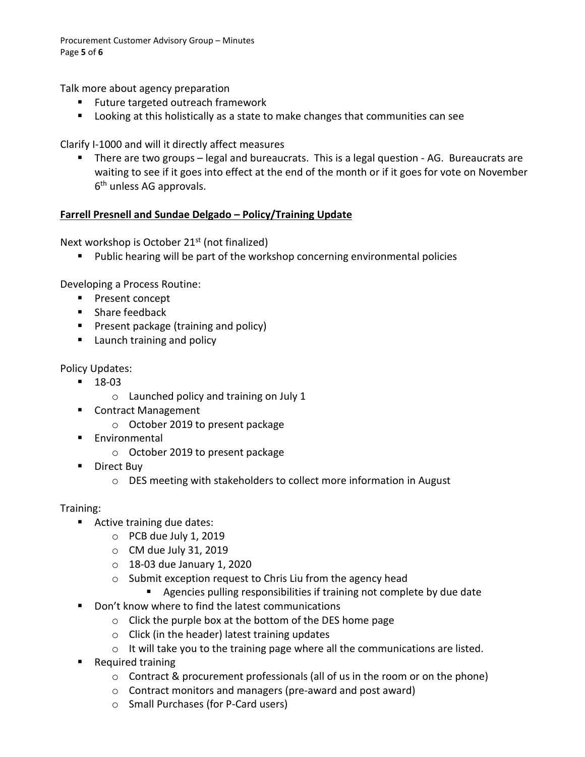Talk more about agency preparation

- Future targeted outreach framework
- Looking at this holistically as a state to make changes that communities can see

Clarify I-1000 and will it directly affect measures

- There are two groups – legal and bureaucrats. This is a legal question - AG. Bureaucrats are waiting to see if it goes into effect at the end of the month or if it goes for vote on November 6th unless AG approvals.

**<u>Farrell Presnell and Sundae Delgado – Policy/Training Update</u>**

Next workshop is October 21st (not finalized)

- Public hearing will be part of the workshop concerning environmental policies

Developing a Process Routine:

- Present concept
- Share feedback
- Present package (training and policy)
- Launch training and policy

Policy Updates:

- 18-03
  - Launched policy and training on July 1
- Contract Management
  - October 2019 to present package
- Environmental
  - October 2019 to present package
- Direct Buy
  - DES meeting with stakeholders to collect more information in August

Training:

- Active training due dates:
  - PCB due July 1, 2019
  - CM due July 31, 2019
  - 18-03 due January 1, 2020
  - Submit exception request to Chris Liu from the agency head
    - Agencies pulling responsibilities if training not complete by due date
- Don't know where to find the latest communications
  - Click the purple box at the bottom of the DES home page
  - Click (in the header) latest training updates
  - It will take you to the training page where all the communications are listed.
- Required training
  - Contract & procurement professionals (all of us in the room or on the phone)
  - Contract monitors and managers (pre-award and post award)
  - Small Purchases (for P-Card users)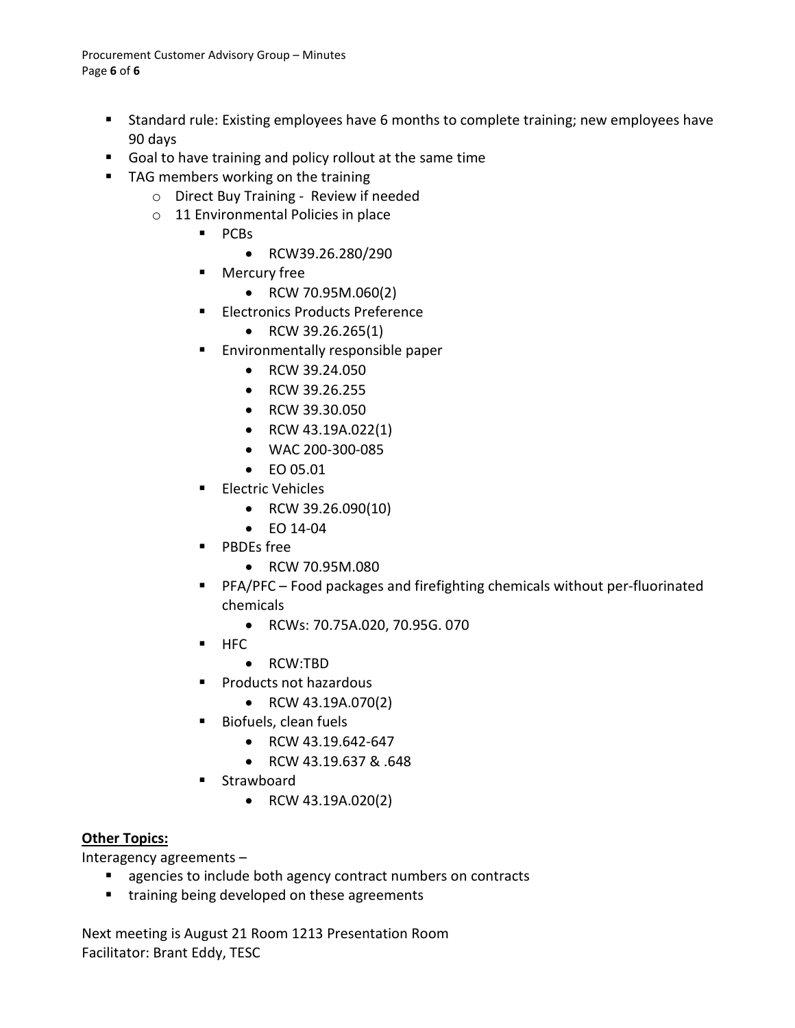- Standard rule: Existing employees have 6 months to complete training; new employees have 90 days
- Goal to have training and policy rollout at the same time
- TAG members working on the training
    - Direct Buy Training - Review if needed
    - 11 Environmental Policies in place
        - PCBs
            - RCW39.26.280/290
        - Mercury free
            - RCW 70.95M.060(2)
        - Electronics Products Preference
            - RCW 39.26.265(1)
        - Environmentally responsible paper
            - RCW 39.24.050
            - RCW 39.26.255
            - RCW 39.30.050
            - RCW 43.19A.022(1)
            - WAC 200-300-085
            - EO 05.01
        - Electric Vehicles
            - RCW 39.26.090(10)
            - EO 14-04
        - PBDEs free
            - RCW 70.95M.080
        - PFA/PFC – Food packages and firefighting chemicals without per-fluorinated chemicals
            - RCWs: 70.75A.020, 70.95G. 070
        - HFC
            - RCW:TBD
        - Products not hazardous
            - RCW 43.19A.070(2)
        - Biofuels, clean fuels
            - RCW 43.19.642-647
            - RCW 43.19.637 & .648
        - Strawboard
            - RCW 43.19A.020(2)

**Other Topics:**

Interagency agreements –

- agencies to include both agency contract numbers on contracts
- training being developed on these agreements

Next meeting is August 21 Room 1213 Presentation Room
Facilitator: Brant Eddy, TESC